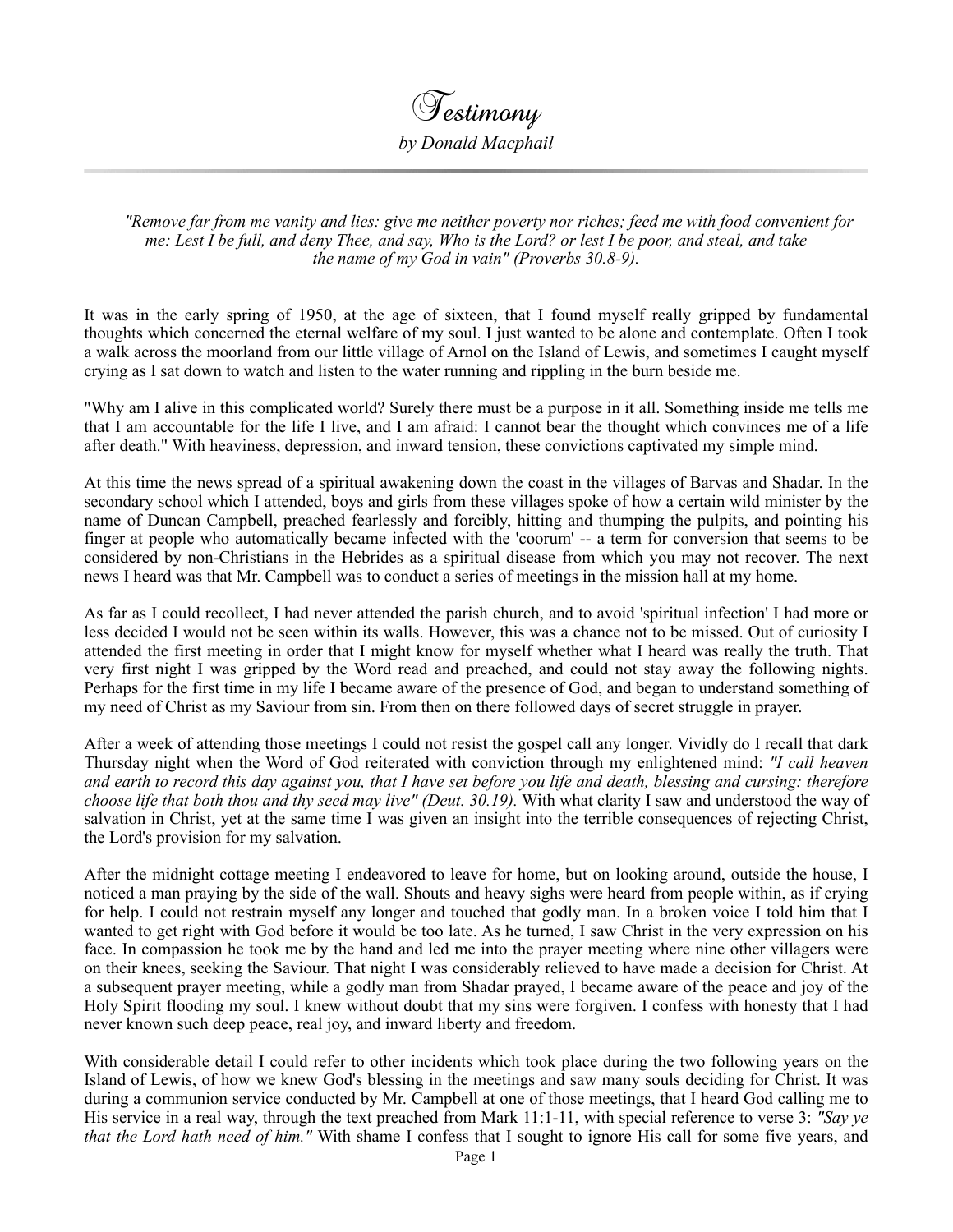# Testimony

*by Donald Macphail*

---

*"Remove far from me vanity and lies: give me neither poverty nor riches; feed me with food convenient for me: Lest I be full, and deny Thee, and say, Who is the Lord? or lest I be poor, and steal, and take the name of my God in vain" (Proverbs 30.8-9).*

It was in the early spring of 1950, at the age of sixteen, that I found myself really gripped by fundamental thoughts which concerned the eternal welfare of my soul. I just wanted to be alone and contemplate. Often I took a walk across the moorland from our little village of Arnol on the Island of Lewis, and sometimes I caught myself crying as I sat down to watch and listen to the water running and rippling in the burn beside me.

"Why am I alive in this complicated world? Surely there must be a purpose in it all. Something inside me tells me that I am accountable for the life I live, and I am afraid: I cannot bear the thought which convinces me of a life after death." With heaviness, depression, and inward tension, these convictions captivated my simple mind.

At this time the news spread of a spiritual awakening down the coast in the villages of Barvas and Shadar. In the secondary school which I attended, boys and girls from these villages spoke of how a certain wild minister by the name of Duncan Campbell, preached fearlessly and forcibly, hitting and thumping the pulpits, and pointing his finger at people who automatically became infected with the 'coorum' -- a term for conversion that seems to be considered by non-Christians in the Hebrides as a spiritual disease from which you may not recover. The next news I heard was that Mr. Campbell was to conduct a series of meetings in the mission hall at my home.

As far as I could recollect, I had never attended the parish church, and to avoid 'spiritual infection' I had more or less decided I would not be seen within its walls. However, this was a chance not to be missed. Out of curiosity I attended the first meeting in order that I might know for myself whether what I heard was really the truth. That very first night I was gripped by the Word read and preached, and could not stay away the following nights. Perhaps for the first time in my life I became aware of the presence of God, and began to understand something of my need of Christ as my Saviour from sin. From then on there followed days of secret struggle in prayer.

After a week of attending those meetings I could not resist the gospel call any longer. Vividly do I recall that dark Thursday night when the Word of God reiterated with conviction through my enlightened mind: *"I call heaven and earth to record this day against you, that I have set before you life and death, blessing and cursing: therefore choose life that both thou and thy seed may live" (Deut. 30.19).* With what clarity I saw and understood the way of salvation in Christ, yet at the same time I was given an insight into the terrible consequences of rejecting Christ, the Lord's provision for my salvation.

After the midnight cottage meeting I endeavored to leave for home, but on looking around, outside the house, I noticed a man praying by the side of the wall. Shouts and heavy sighs were heard from people within, as if crying for help. I could not restrain myself any longer and touched that godly man. In a broken voice I told him that I wanted to get right with God before it would be too late. As he turned, I saw Christ in the very expression on his face. In compassion he took me by the hand and led me into the prayer meeting where nine other villagers were on their knees, seeking the Saviour. That night I was considerably relieved to have made a decision for Christ. At a subsequent prayer meeting, while a godly man from Shadar prayed, I became aware of the peace and joy of the Holy Spirit flooding my soul. I knew without doubt that my sins were forgiven. I confess with honesty that I had never known such deep peace, real joy, and inward liberty and freedom.

With considerable detail I could refer to other incidents which took place during the two following years on the Island of Lewis, of how we knew God's blessing in the meetings and saw many souls deciding for Christ. It was during a communion service conducted by Mr. Campbell at one of those meetings, that I heard God calling me to His service in a real way, through the text preached from Mark 11:1-11, with special reference to verse 3: *"Say ye that the Lord hath need of him."* With shame I confess that I sought to ignore His call for some five years, and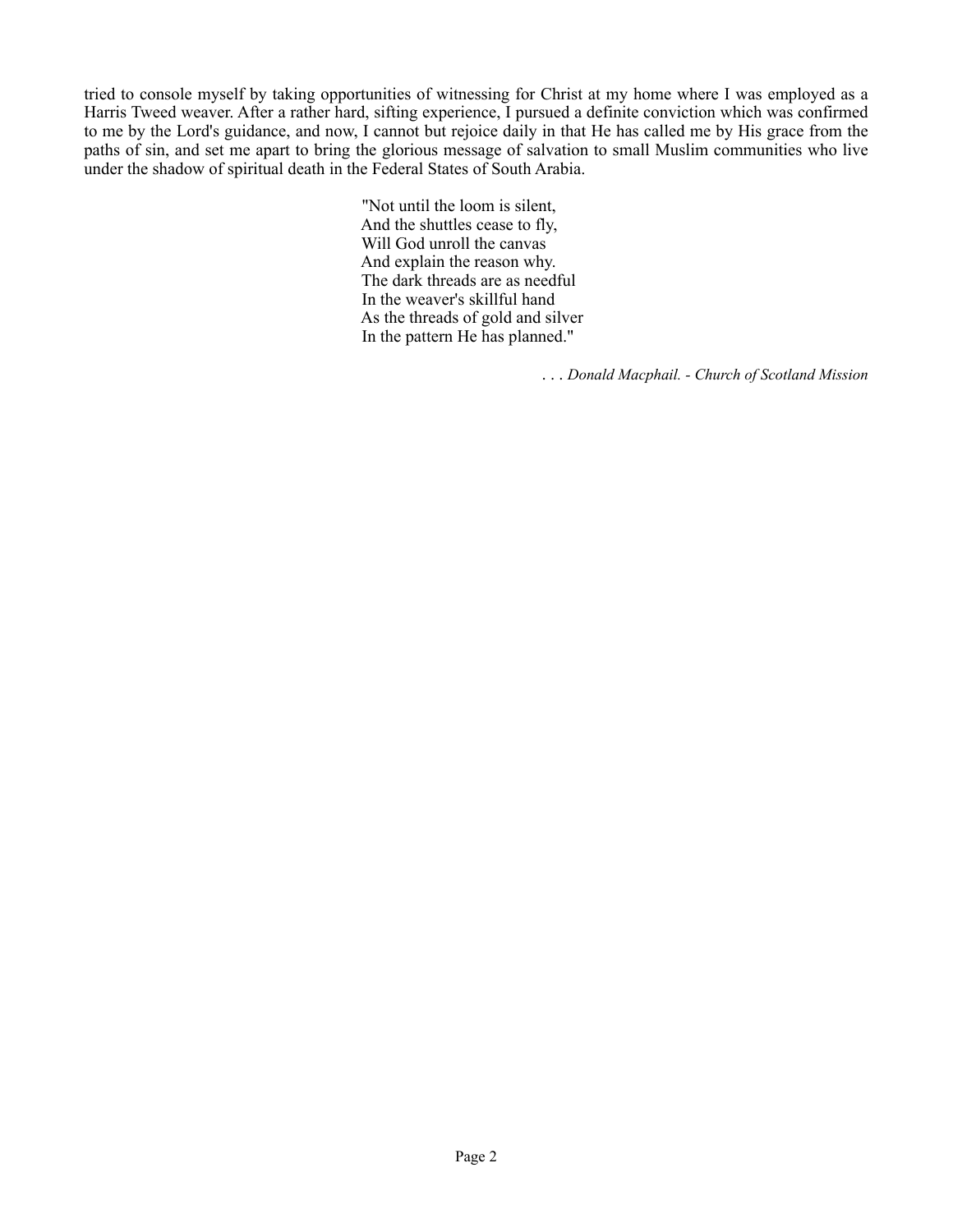tried to console myself by taking opportunities of witnessing for Christ at my home where I was employed as a Harris Tweed weaver. After a rather hard, sifting experience, I pursued a definite conviction which was confirmed to me by the Lord's guidance, and now, I cannot but rejoice daily in that He has called me by His grace from the paths of sin, and set me apart to bring the glorious message of salvation to small Muslim communities who live under the shadow of spiritual death in the Federal States of South Arabia.

> "Not until the loom is silent,  
> And the shuttles cease to fly,  
> Will God unroll the canvas  
> And explain the reason why.  
> The dark threads are as needful  
> In the weaver's skillful hand  
> As the threads of gold and silver  
> In the pattern He has planned."

*. . . Donald Macphail. - Church of Scotland Mission*